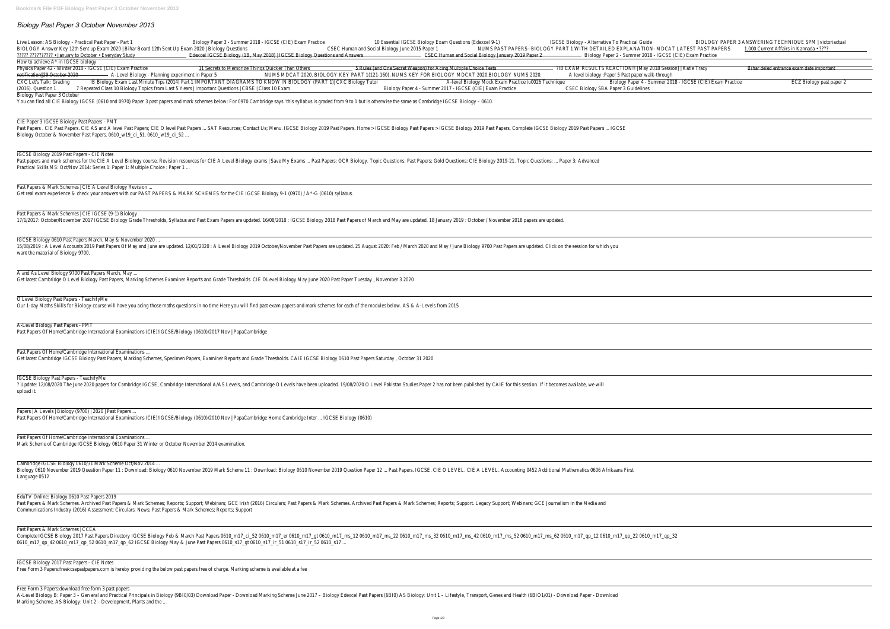# Biology Past Paper 3 October November 2013

Live Lesson: AS Biology - Practical Past Paper - Part 1 Biology Paper 3 - Summer 2018 - IGCSE (CIE) Exam Practice 10 Essential IGCSE Biology Exam Questions (Edexcel 9-1) IGCSE Biology - Alternative To Practical Guide BIOLOGY PAPER 3 ANSWERING TECHNIQUE SPM | victoriactual BIOLOGY Answer Key 12th Sent up Exam 2020 | Bihar Board 12th Sent Up Exam 2020 | Biology Questions CSEC Human and Social Biology June 2015 Paper 1 NUMS PAST PAPERS--BIOLOGY PART 1 WITH DETAILED EXPLANATION- MDCAT LATEST PAST PAPERS 1,000 Current Affairs in Kannada • ???? ????? ?????????? • January to October • Everyday Study Edexcel IGCSE Biology (1B, May 2018) | IGCSE Biology Questions and Answers CSEC Human and Social Biology January 2019 Paper 2 Biology Paper 2 - Summer 2018 - IGCSE (CIE) Exam Practice

How to achieve A* in IGCSE biology

Physics Paper 42 - Winter 2018 - IGCSE (CIE) Exam Practice 11 Secrets to Memorize Things Quicker Than Others 5 Rules (and One Secret Weapon) for Acing Multiple Choice Tests ?IB EXAM RESULTS REACTION!! [May 2018 Session] | Katie Tracy Bihar deled entrance exam date important notification||29 October 2020 A-Level Biology - Planning experiment in Paper 5 NUMS MDCAT 2020. BIOLOGY KEY PART 1(121-160). NUMS KEY FOR BIOLOGY MDCAT 2020.BIOLOGY NUMS 2020. A level biology :Paper 5 past paper walk-through

CXC Let's Talk: Grading IB Biology Exam Last Minute Tips (2014) Part 1 IMPORTANT DIAGRAMS TO KNOW IN BIOLOGY (PART 1)| CXC Biology Tutor A-level Biology Mock Exam Practice \u0026 Technique Biology Paper 4 - Summer 2018 - IGCSE (CIE) Exam Practice ECZ Biology past paper 2 (2016). Question 1 7 Repeated Class 10 Biology Topics from Last 5 Years | Important Questions | CBSE | Class 10 Exam Biology Paper 4 - Summer 2017 - IGCSE (CIE) Exam Practice CSEC Biology SBA Paper 3 Guidelines

Biology Past Paper 3 October

You can find all CIE Biology IGCSE (0610 and 0970) Paper 3 past papers and mark schemes below: For 0970 Cambridge says 'this syllabus is graded from 9 to 1 but is otherwise the same as Cambridge IGCSE Biology – 0610.

CIE Paper 3 IGCSE Biology Past Papers - PMT

Past Papers . CIE Past Papers. CIE AS and A level Past Papers; CIE O level Past Papers ... SAT Resources; Contact Us; Menu. IGCSE Biology 2019 Past Papers. Home > IGCSE Biology Past Papers > IGCSE Biology 2019 Past Papers. Complete IGCSE Biology 2019 Past Papers ... IGCSE Biology October & November Past Papers. 0610_w19_ci_51. 0610_w19_ci_52 ...

IGCSE Biology 2019 Past Papers - CIE Notes

Past papers and mark schemes for the CIE A Level Biology course. Revision resources for CIE A Level Biology exams | Save My Exams ... Past Papers; OCR Biology. Topic Questions; Past Papers; Gold Questions; CIE Biology 2019-21. Topic Questions; ... Paper 3: Advanced Practical Skills MS: Oct/Nov 2014: Series 1: Paper 1: Multiple Choice : Paper 1 ...

Past Papers & Mark Schemes | CIE A Level Biology Revision ...

Get real exam experience & check your answers with our PAST PAPERS & MARK SCHEMES for the CIE IGCSE Biology 9-1 (0970) / A*-G (0610) syllabus.

Past Papers & Mark Schemes | CIE IGCSE (9-1) Biology

17/1/2017: October/November 2017 IGCSE Biology Grade Thresholds, Syllabus and Past Exam Papers are updated. 16/08/2018 : IGCSE Biology 2018 Past Papers of March and May are updated. 18 January 2019 : October / November 2018 papers are updated.

IGCSE Biology 0610 Past Papers March, May & November 2020 ...

15/08/2019 : A Level Accounts 2019 Past Papers Of May and June are updated. 12/01/2020 : A Level Biology 2019 October/November Past Papers are updated. 25 August 2020: Feb / March 2020 and May / June Biology 9700 Past Papers are updated. Click on the session for which you want the material of Biology 9700.

A and As Level Biology 9700 Past Papers March, May ...

Get latest Cambridge O Level Biology Past Papers, Marking Schemes Examiner Reports and Grade Thresholds. CIE OLevel Biology May June 2020 Past Paper Tuesday , November 3 2020

O Level Biology Past Papers - TeachifyMe

Our 1-day Maths Skills for Biology course will have you acing those maths questions in no time Here you will find past exam papers and mark schemes for each of the modules below. AS & A-Levels from 2015

A-Level Biology Past Papers - PMT

Past Papers Of Home/Cambridge International Examinations (CIE)/IGCSE/Biology (0610)/2017 Nov | PapaCambridge

Past Papers Of Home/Cambridge International Examinations ...

Get latest Cambridge IGCSE Biology Past Papers, Marking Schemes, Specimen Papers, Examiner Reports and Grade Thresholds. CAIE IGCSE Biology 0610 Past Papers Saturday , October 31 2020

IGCSE Biology Past Papers - TeachifyMe

? Update: 12/08/2020 The June 2020 papers for Cambridge IGCSE, Cambridge International A/AS Levels, and Cambridge O Levels have been uploaded. 19/08/2020 O Level Pakistan Studies Paper 2 has not been published by CAIE for this session. If it becomes availabe, we will upload it.

Papers | A Levels | Biology (9700) | 2020 | Past Papers ...

Past Papers Of Home/Cambridge International Examinations (CIE)/IGCSE/Biology (0610)/2010 Nov | PapaCambridge Home Cambridge Inter ... IGCSE Biology (0610)

Past Papers Of Home/Cambridge International Examinations ...

Mark Scheme of Cambridge IGCSE Biology 0610 Paper 31 Winter or October November 2014 examination.

Cambridge IGCSE Biology 0610/31 Mark Scheme Oct/Nov 2014 ...

Biology 0610 November 2019 Question Paper 11 : Download: Biology 0610 November 2019 Mark Scheme 11 : Download: Biology 0610 November 2019 Question Paper 12 ... Past Papers. IGCSE. CIE O LEVEL. CIE A LEVEL. Accounting 0452 Additional Mathematics 0606 Afrikaans First Language 0512

EduTV Online: Biology 0610 Past Papers 2019

Past Papers & Mark Schemes. Archived Past Papers & Mark Schemes; Reports; Support; Webinars; GCE Irish (2016) Circulars; Past Papers & Mark Schemes. Archived Past Papers & Mark Schemes; Reports; Support. Legacy Support; Webinars; GCE Journalism in the Media and Communications Industry (2016) Assessment; Circulars; News; Past Papers & Mark Schemes; Reports; Support

Past Papers & Mark Schemes | CCEA

Complete IGCSE Biology 2017 Past Papers Directory IGCSE Biology Feb & March Past Papers 0610_m17_ci_52 0610_m17_er 0610_m17_gt 0610_m17_ms_12 0610_m17_ms_22 0610_m17_ms_32 0610_m17_ms_42 0610_m17_ms_52 0610_m17_ms_62 0610_m17_qp_12 0610_m17_qp_22 0610_m17_qp_32 0610_m17_qp_42 0610_m17_qp_52 0610_m17_qp_62 IGCSE Biology May & June Past Papers 0610_s17_gt 0610_s17_ir_51 0610_s17_ir_52 0610_s17 ...

IGCSE Biology 2017 Past Papers - CIE Notes

Free Form 3 Papers:freekcsepastpapers.com is hereby providing the below past papers free of charge. Marking scheme is available at a fee

Free Form 3 Papers:download free form 3 past papers

A-Level Biology B: Paper 3 – Gen eral and Practical Principals in Biology (9BI0/03) Download Paper - Download Marking Scheme June 2017 – Biology Edexcel Past Papers (6BI0) AS Biology: Unit 1 – Lifestyle, Transport, Genes and Health (6BI01/01) - Download Paper - Download Marking Scheme. AS Biology: Unit 2 – Development, Plants and the ...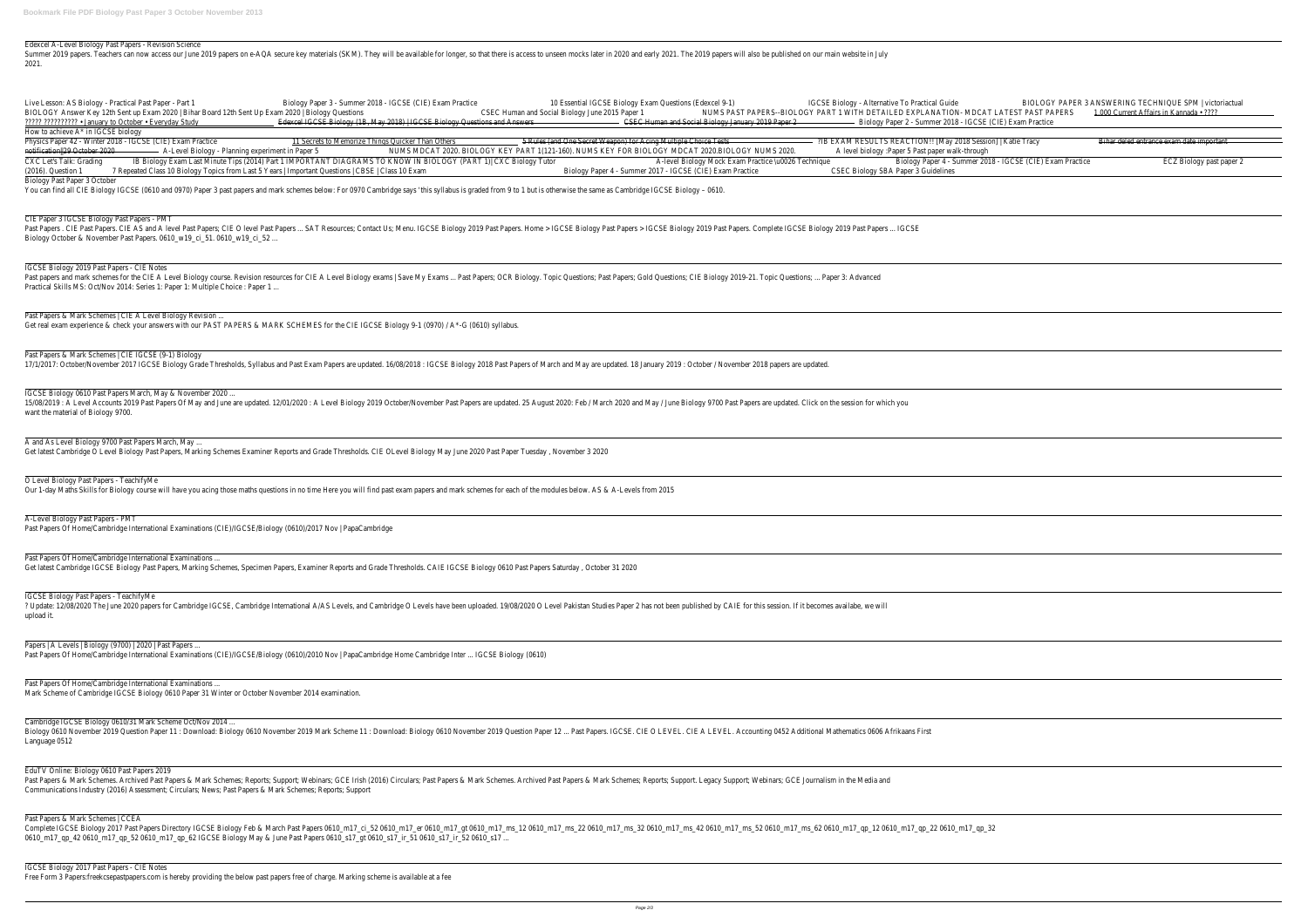Edexcel A-Level Biology Past Papers - Revision Science

Summer 2019 papers. Teachers can now access our June 2019 papers on e-AQA secure key materials (SKM). They will be available for longer, so that there is access to unseen mocks later in 2020 and early 2021. The 2019 papers will also be published on our main website in July 2021.

Live Lesson: AS Biology - Practical Past Paper - Part 1 Biology Paper 3 - Summer 2018 - IGCSE (CIE) Exam Practice 10 Essential IGCSE Biology Exam Questions (Edexcel 9-1) IGCSE Biology - Alternative To Practical Guide BIOLOGY PAPER 3 ANSWERING TECHNIQUE SPM | victoriactual BIOLOGY Answer Key 12th Sent up Exam 2020 | Bihar Board 12th Sent Up Exam 2020 | Biology Questions CSEC Human and Social Biology June 2015 Paper 1 NUMS PAST PAPERS--BIOLOGY PART 1 WITH DETAILED EXPLANATION- MDCAT LATEST PAST PAPERS 1,000 Current Affairs in Kannada • ???? ????? ?????????? • January to October • Everyday Study Edexcel IGCSE Biology (1B, May 2018) | IGCSE Biology Questions and Answers CSEC Human and Social Biology January 2019 Paper 2 Biology Paper 2 - Summer 2018 - IGCSE (CIE) Exam Practice How to achieve A* in IGCSE biology

Physics Paper 42 - Winter 2018 - IGCSE (CIE) Exam Practice 11 Secrets to Memorize Things Quicker Than Others 5 Rules (and One Secret Weapon) for Acing Multiple Choice Tests ?IB EXAM RESULTS REACTION!! [May 2018 Session] | Katie Tracy Bihar deled entrance exam date important notification||29 October 2020 A-Level Biology - Planning experiment in Paper 5 NUMS MDCAT 2020. BIOLOGY KEY PART 1(121-160). NUMS KEY FOR BIOLOGY MDCAT 2020.BIOLOGY NUMS 2020. A level biology :Paper 5 Past paper walk-through CXC Let's Talk: Grading IB Biology Exam Last Minute Tips (2014) Part 1 IMPORTANT DIAGRAMS TO KNOW IN BIOLOGY (PART 1)| CXC Biology Tutor A-level Biology Mock Exam Practice \u0026 Technique Biology Paper 4 - Summer 2018 - IGCSE (CIE) Exam Practice ECZ Biology past paper 2 (2016). Question 1 7 Repeated Class 10 Biology Topics from Last 5 Years | Important Questions | CBSE | Class 10 Exam Biology Paper 4 - Summer 2017 - IGCSE (CIE) Exam Practice CSEC Biology SBA Paper 3 Guidelines

Biology Past Paper 3 October

You can find all CIE Biology IGCSE (0610 and 0970) Paper 3 past papers and mark schemes below: For 0970 Cambridge says 'this syllabus is graded from 9 to 1 but is otherwise the same as Cambridge IGCSE Biology – 0610.

CIE Paper 3 IGCSE Biology Past Papers - PMT

Past Papers . CIE Past Papers. CIE AS and A level Past Papers; CIE O level Past Papers ... SAT Resources; Contact Us; Menu. IGCSE Biology 2019 Past Papers. Home > IGCSE Biology Past Papers > IGCSE Biology 2019 Past Papers. Complete IGCSE Biology 2019 Past Papers ... IGCSE Biology October & November Past Papers. 0610_w19_ci_51. 0610_w19_ci_52 ...

IGCSE Biology 2019 Past Papers - CIE Notes

Past papers and mark schemes for the CIE A Level Biology course. Revision resources for CIE A Level Biology exams | Save My Exams ... Past Papers; OCR Biology. Topic Questions; Past Papers; Gold Questions; CIE Biology 2019-21. Topic Questions; ... Paper 3: Advanced Practical Skills MS: Oct/Nov 2014: Series 1: Paper 1: Multiple Choice : Paper 1 ...

Past Papers & Mark Schemes | CIE A Level Biology Revision ...

Get real exam experience & check your answers with our PAST PAPERS & MARK SCHEMES for the CIE IGCSE Biology 9-1 (0970) / A*-G (0610) syllabus.

Past Papers & Mark Schemes | CIE IGCSE (9-1) Biology

17/1/2017: October/November 2017 IGCSE Biology Grade Thresholds, Syllabus and Past Exam Papers are updated. 16/08/2018 : IGCSE Biology 2018 Past Papers of March and May are updated. 18 January 2019 : October / November 2018 papers are updated.

IGCSE Biology 0610 Past Papers March, May & November 2020 ...

15/08/2019 : A Level Accounts 2019 Past Papers Of May and June are updated. 12/01/2020 : A Level Biology 2019 October/November Past Papers are updated. 25 August 2020: Feb / March 2020 and May / June Biology 9700 Past Papers are updated. Click on the session for which you want the material of Biology 9700.

A and As Level Biology 9700 Past Papers March, May ...

Get latest Cambridge O Level Biology Past Papers, Marking Schemes Examiner Reports and Grade Thresholds. CIE OLevel Biology May June 2020 Past Paper Tuesday , November 3 2020

O Level Biology Past Papers - TeachifyMe

Our 1-day Maths Skills for Biology course will have you acing those maths questions in no time Here you will find past exam papers and mark schemes for each of the modules below. AS & A-Levels from 2015

A-Level Biology Past Papers - PMT

Past Papers Of Home/Cambridge International Examinations (CIE)/IGCSE/Biology (0610)/2017 Nov | PapaCambridge

Past Papers Of Home/Cambridge International Examinations ...

Get latest Cambridge IGCSE Biology Past Papers, Marking Schemes, Specimen Papers, Examiner Reports and Grade Thresholds. CAIE IGCSE Biology 0610 Past Papers Saturday , October 31 2020

IGCSE Biology Past Papers - TeachifyMe

? Update: 12/08/2020 The June 2020 papers for Cambridge IGCSE, Cambridge International A/AS Levels, and Cambridge O Levels have been uploaded. 19/08/2020 O Level Pakistan Studies Paper 2 has not been published by CAIE for this session. If it becomes availabe, we will upload it.

Papers | A Levels | Biology (9700) | 2020 | Past Papers ...

Past Papers Of Home/Cambridge International Examinations (CIE)/IGCSE/Biology (0610)/2010 Nov | PapaCambridge Home Cambridge Inter ... IGCSE Biology (0610)

Past Papers Of Home/Cambridge International Examinations ...

Mark Scheme of Cambridge IGCSE Biology 0610 Paper 31 Winter or October November 2014 examination.

Cambridge IGCSE Biology 0610/31 Mark Scheme Oct/Nov 2014 ...

Biology 0610 November 2019 Question Paper 11 : Download: Biology 0610 November 2019 Mark Scheme 11 : Download: Biology 0610 November 2019 Question Paper 12 ... Past Papers. IGCSE. CIE O LEVEL. CIE A LEVEL. Accounting 0452 Additional Mathematics 0606 Afrikaans First Language 0512

EduTV Online: Biology 0610 Past Papers 2019

Past Papers & Mark Schemes. Archived Past Papers & Mark Schemes; Reports; Support; Webinars; GCE Irish (2016) Circulars; Past Papers & Mark Schemes. Archived Past Papers & Mark Schemes; Reports; Support. Legacy Support; Webinars; GCE Journalism in the Media and Communications Industry (2016) Assessment; Circulars; News; Past Papers & Mark Schemes; Reports; Support

Past Papers & Mark Schemes | CCEA

Complete IGCSE Biology 2017 Past Papers Directory IGCSE Biology Feb & March Past Papers 0610_m17_ci_52 0610_m17_er 0610_m17_gt 0610_m17_ms_12 0610_m17_ms_22 0610_m17_ms_32 0610_m17_ms_42 0610_m17_ms_52 0610_m17_ms_62 0610_m17_qp_12 0610_m17_qp_22 0610_m17_qp_32 0610_m17_qp_42 0610_m17_qp_52 0610_m17_qp_62 IGCSE Biology May & June Past Papers 0610_s17_gt 0610_s17_ir_51 0610_s17_ir_52 0610_s17 ...

IGCSE Biology 2017 Past Papers - CIE Notes

Free Form 3 Papers:freekcsepastpapers.com is hereby providing the below past papers free of charge. Marking scheme is available at a fee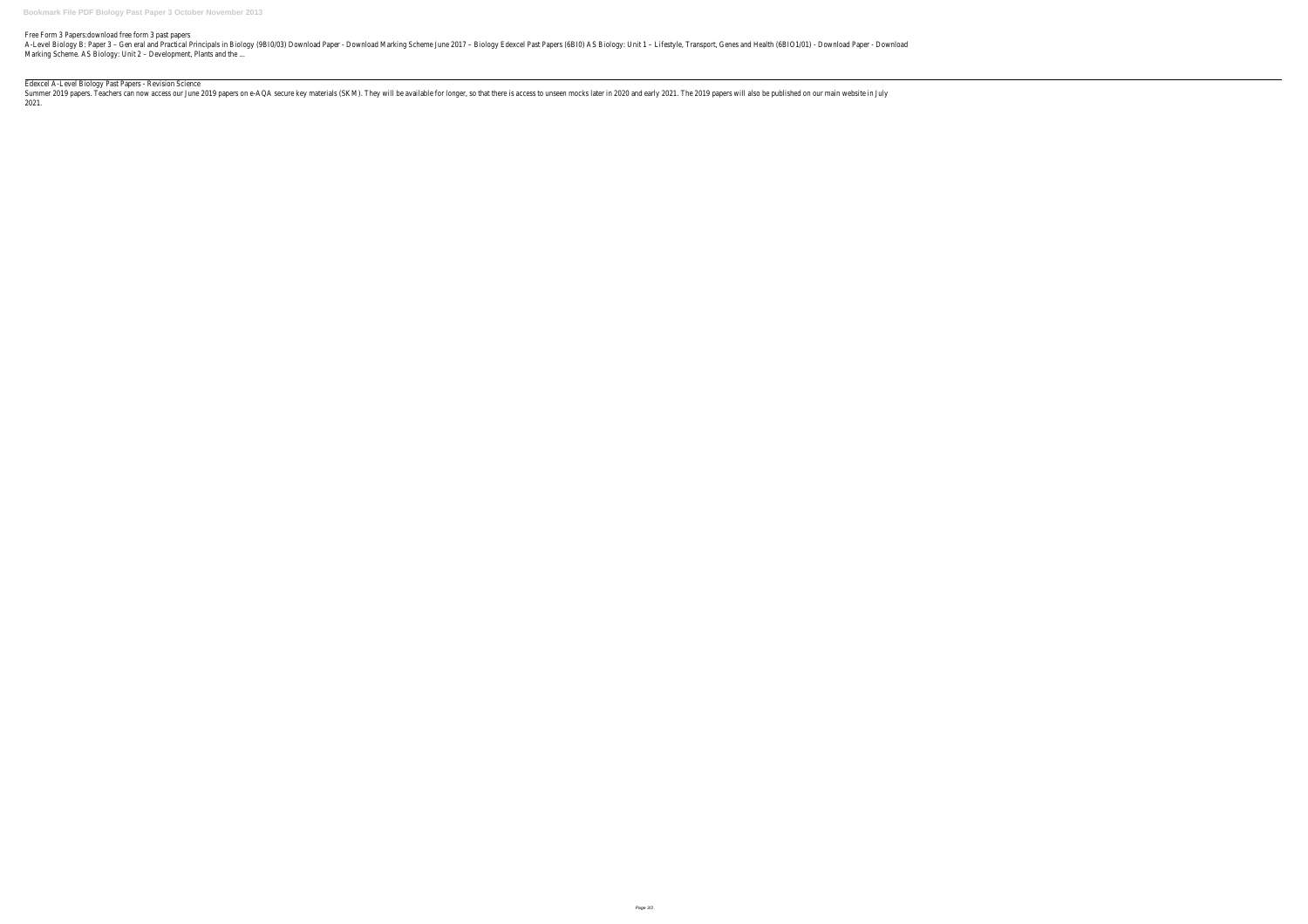Free Form 3 Papers:download free form 3 past papers

A-Level Biology B: Paper 3 – Gen eral and Practical Principals in Biology (9BI0/03) Download Paper - Download Marking Scheme June 2017 – Biology Edexcel Past Papers (6BI0) AS Biology: Unit 1 – Lifestyle, Transport, Genes and Health (6BIO1/01) - Download Paper - Download Marking Scheme. AS Biology: Unit 2 – Development, Plants and the ...

---

Edexcel A-Level Biology Past Papers - Revision Science

Summer 2019 papers. Teachers can now access our June 2019 papers on e-AQA secure key materials (SKM). They will be available for longer, so that there is access to unseen mocks later in 2020 and early 2021. The 2019 papers will also be published on our main website in July 2021.